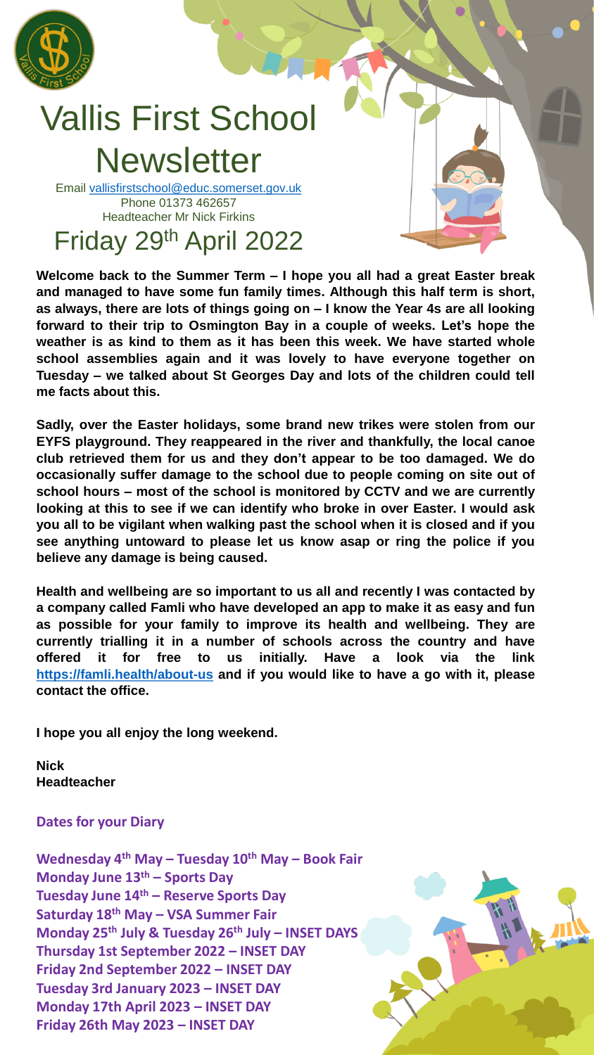# Vallis First School Newsletter

Email vallisfirstschool@educ.somerset.gov.uk
Phone 01373 462657
Headteacher Mr Nick Firkins

## Friday 29th April 2022

**Welcome back to the Summer Term – I hope you all had a great Easter break and managed to have some fun family times. Although this half term is short, as always, there are lots of things going on – I know the Year 4s are all looking forward to their trip to Osmington Bay in a couple of weeks. Let's hope the weather is as kind to them as it has been this week. We have started whole school assemblies again and it was lovely to have everyone together on Tuesday – we talked about St Georges Day and lots of the children could tell me facts about this.**

**Sadly, over the Easter holidays, some brand new trikes were stolen from our EYFS playground. They reappeared in the river and thankfully, the local canoe club retrieved them for us and they don't appear to be too damaged. We do occasionally suffer damage to the school due to people coming on site out of school hours – most of the school is monitored by CCTV and we are currently looking at this to see if we can identify who broke in over Easter. I would ask you all to be vigilant when walking past the school when it is closed and if you see anything untoward to please let us know asap or ring the police if you believe any damage is being caused.**

**Health and wellbeing are so important to us all and recently I was contacted by a company called Famli who have developed an app to make it as easy and fun as possible for your family to improve its health and wellbeing. They are currently trialling it in a number of schools across the country and have offered it for free to us initially. Have a look via the link https://famli.health/about-us and if you would like to have a go with it, please contact the office.**

**I hope you all enjoy the long weekend.**

**Nick**
**Headteacher**

### Dates for your Diary

**Wednesday 4th May – Tuesday 10th May – Book Fair**
**Monday June 13th – Sports Day**
**Tuesday June 14th – Reserve Sports Day**
**Saturday 18th May – VSA Summer Fair**
**Monday 25th July & Tuesday 26th July – INSET DAYS**
**Thursday 1st September 2022 – INSET DAY**
**Friday 2nd September 2022 – INSET DAY**
**Tuesday 3rd January 2023 – INSET DAY**
**Monday 17th April 2023 – INSET DAY**
**Friday 26th May 2023 – INSET DAY**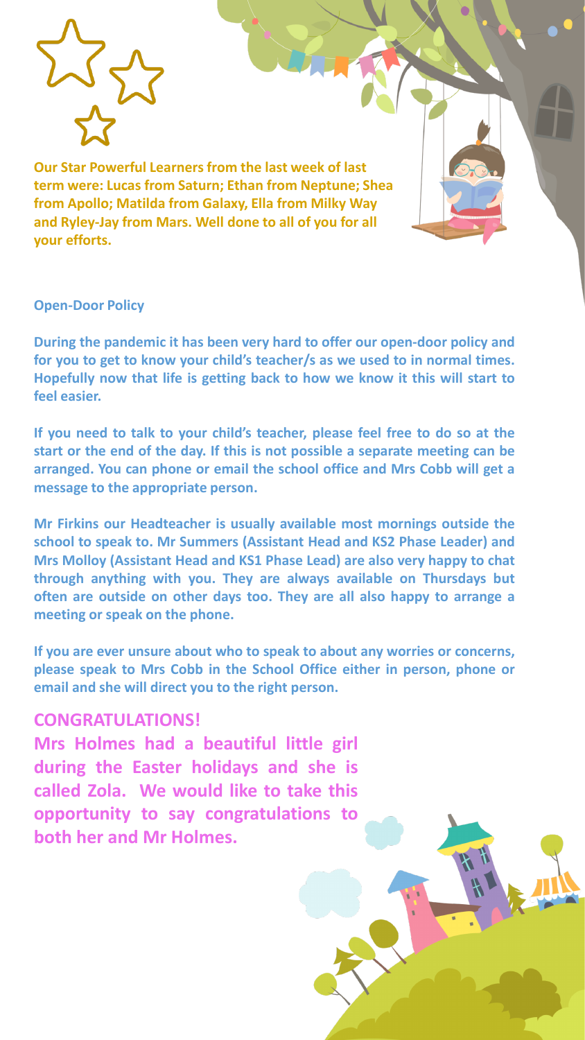**Our Star Powerful Learners from the last week of last term were: Lucas from Saturn; Ethan from Neptune; Shea from Apollo; Matilda from Galaxy, Ella from Milky Way and Ryley-Jay from Mars. Well done to all of you for all your efforts.**

## Open-Door Policy

**During the pandemic it has been very hard to offer our open-door policy and for you to get to know your child's teacher/s as we used to in normal times. Hopefully now that life is getting back to how we know it this will start to feel easier.**

**If you need to talk to your child's teacher, please feel free to do so at the start or the end of the day. If this is not possible a separate meeting can be arranged. You can phone or email the school office and Mrs Cobb will get a message to the appropriate person.**

**Mr Firkins our Headteacher is usually available most mornings outside the school to speak to. Mr Summers (Assistant Head and KS2 Phase Leader) and Mrs Molloy (Assistant Head and KS1 Phase Lead) are also very happy to chat through anything with you. They are always available on Thursdays but often are outside on other days too. They are all also happy to arrange a meeting or speak on the phone.**

**If you are ever unsure about who to speak to about any worries or concerns, please speak to Mrs Cobb in the School Office either in person, phone or email and she will direct you to the right person.**

## CONGRATULATIONS!

**Mrs Holmes had a beautiful little girl during the Easter holidays and she is called Zola. We would like to take this opportunity to say congratulations to both her and Mr Holmes.**